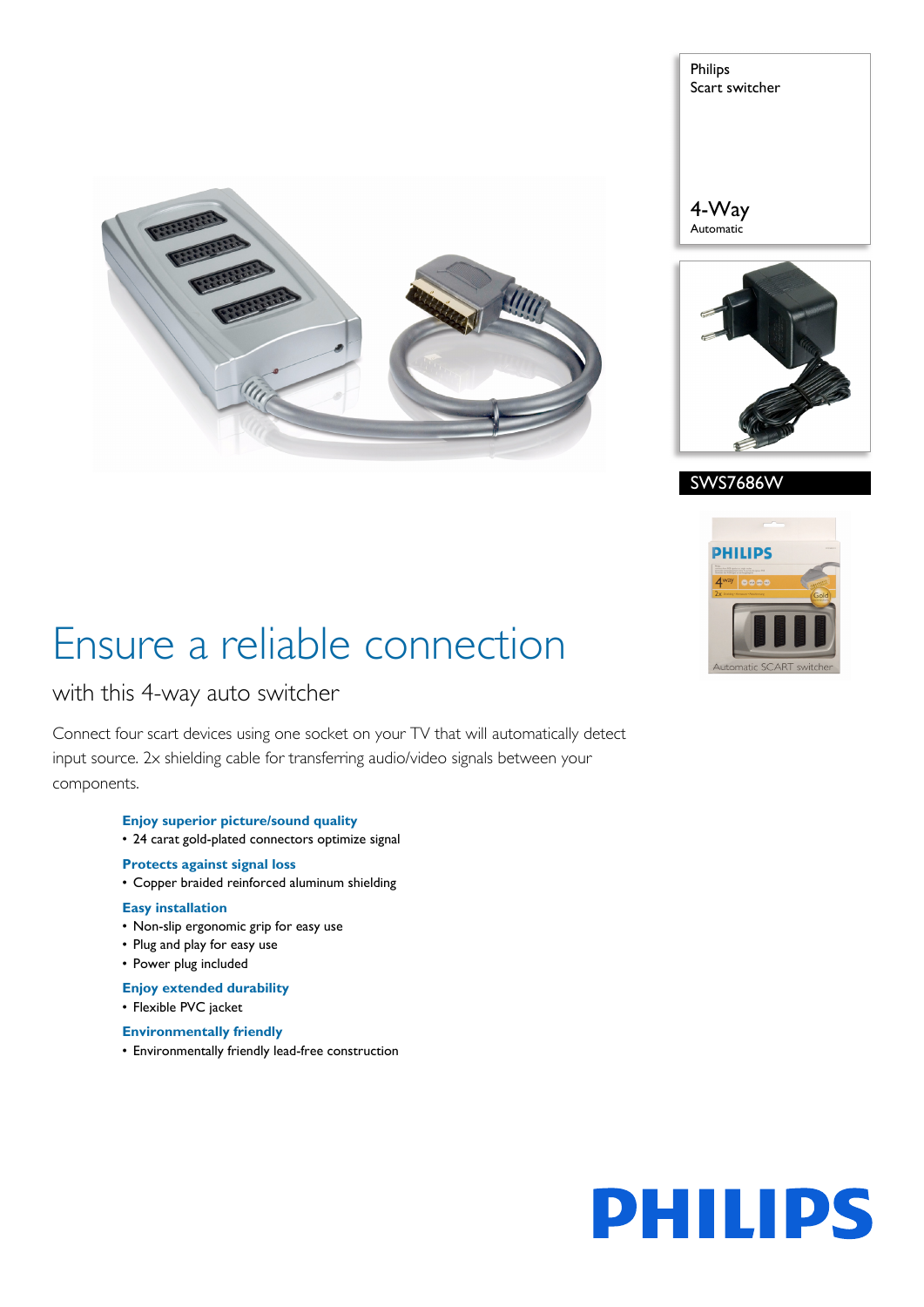Philips
Scart switcher

4-Way
Automatic

SWS7686W

# Ensure a reliable connection

## with this 4-way auto switcher

Connect four scart devices using one socket on your TV that will automatically detect input source. 2x shielding cable for transferring audio/video signals between your components.

**Enjoy superior picture/sound quality**
- 24 carat gold-plated connectors optimize signal

**Protects against signal loss**
- Copper braided reinforced aluminum shielding

**Easy installation**
- Non-slip ergonomic grip for easy use
- Plug and play for easy use
- Power plug included

**Enjoy extended durability**
- Flexible PVC jacket

**Environmentally friendly**
- Environmentally friendly lead-free construction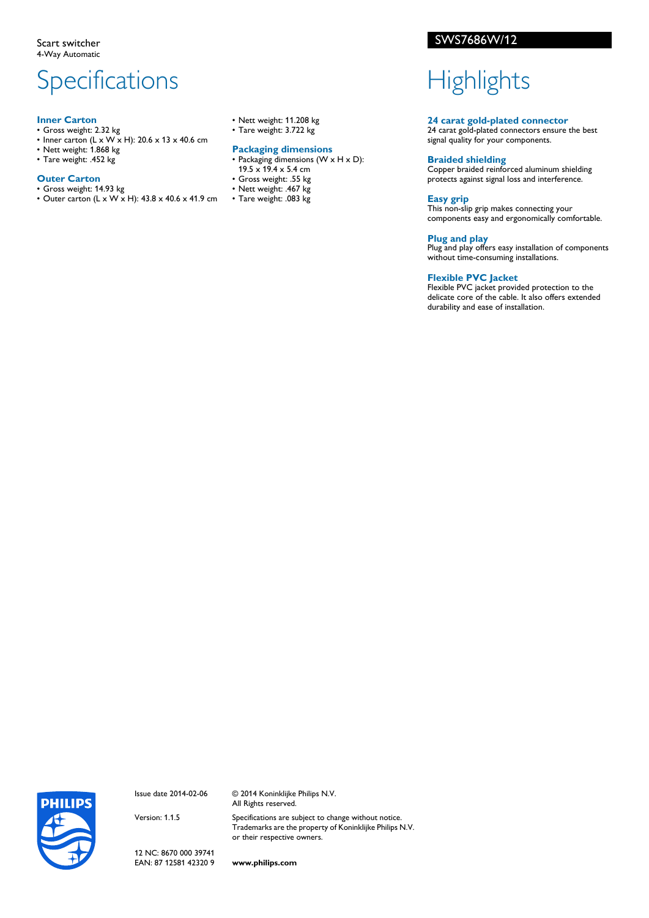Scart switcher
4-Way Automatic

SWS7686W/12

# Specifications

### Inner Carton

- Gross weight: 2.32 kg
- Inner carton (L x W x H): 20.6 x 13 x 40.6 cm
- Nett weight: 1.868 kg
- Tare weight: .452 kg

### Outer Carton

- Gross weight: 14.93 kg
- Outer carton (L x W x H): 43.8 x 40.6 x 41.9 cm
- Nett weight: 11.208 kg
- Tare weight: 3.722 kg

### Packaging dimensions

- Packaging dimensions (W x H x D): 19.5 x 19.4 x 5.4 cm
- Gross weight: .55 kg
- Nett weight: .467 kg
- Tare weight: .083 kg

# Highlights

### 24 carat gold-plated connector

24 carat gold-plated connectors ensure the best signal quality for your components.

### Braided shielding

Copper braided reinforced aluminum shielding protects against signal loss and interference.

### Easy grip

This non-slip grip makes connecting your components easy and ergonomically comfortable.

### Plug and play

Plug and play offers easy installation of components without time-consuming installations.

### Flexible PVC Jacket

Flexible PVC jacket provided protection to the delicate core of the cable. It also offers extended durability and ease of installation.

Issue date 2014-02-06

Version: 1.1.5

12 NC: 8670 000 39741
EAN: 87 12581 42320 9

© 2014 Koninklijke Philips N.V.
All Rights reserved.

Specifications are subject to change without notice. Trademarks are the property of Koninklijke Philips N.V. or their respective owners.

**www.philips.com**